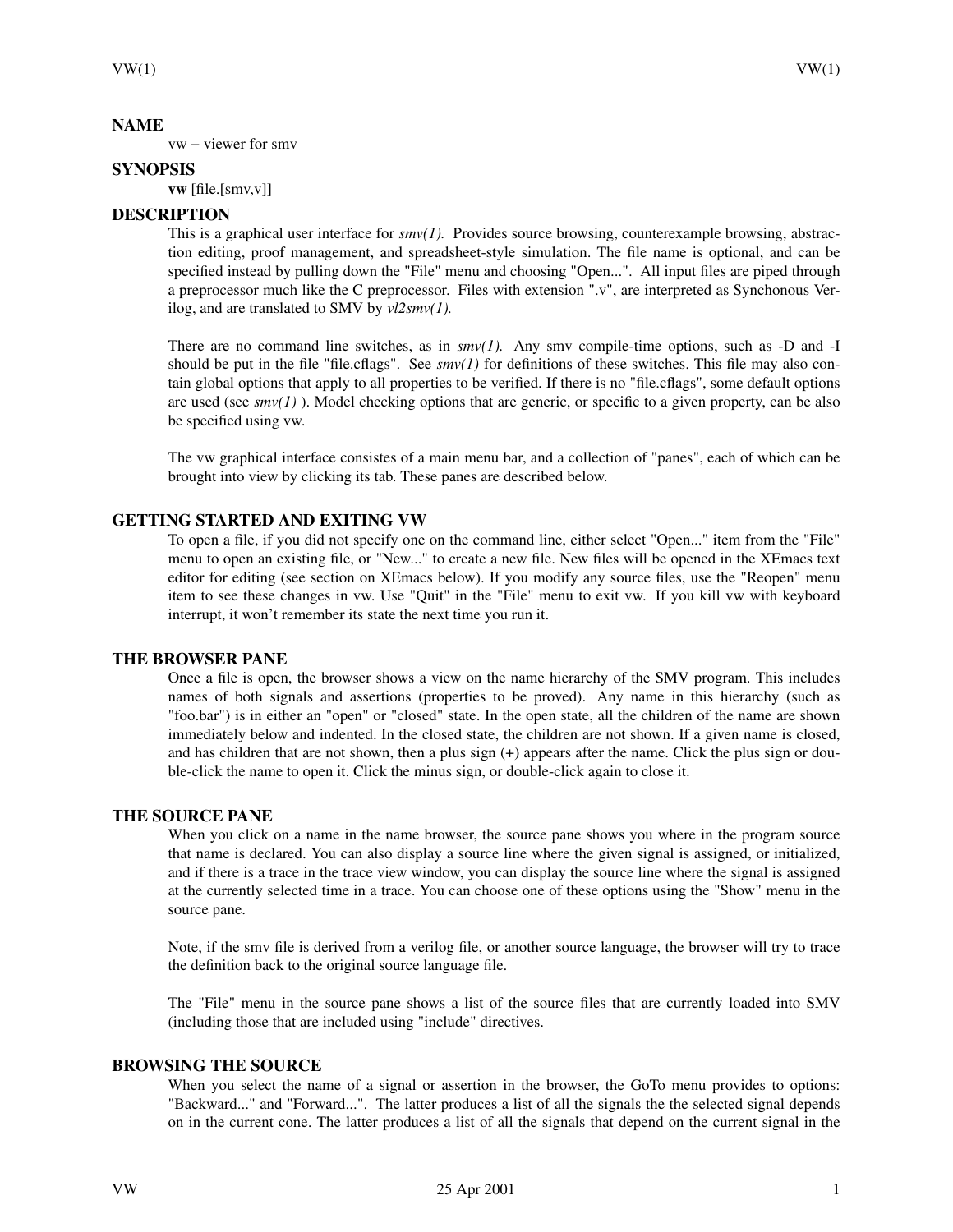## NAME

vw − viewer for smv

## SYNOPSIS

**vw** [file.[smv,v]]

## DESCRIPTION

This is a graphical user interface for *smv(1).* Provides source browsing, counterexample browsing, abstraction editing, proof management, and spreadsheet-style simulation. The file name is optional, and can be specified instead by pulling down the "File" menu and choosing "Open...". All input files are piped through a preprocessor much like the C preprocessor. Files with extension ".v", are interpreted as Synchonous Verilog, and are translated to SMV by *vl2smv(1).*

There are no command line switches, as in *smv(1).* Any smv compile-time options, such as -D and -I should be put in the file "file.cflags". See *smv(1)* for definitions of these switches. This file may also contain global options that apply to all properties to be verified. If there is no "file.cflags", some default options are used (see *smv(1)* ). Model checking options that are generic, or specific to a given property, can be also be specified using vw.

The vw graphical interface consistes of a main menu bar, and a collection of "panes", each of which can be brought into view by clicking its tab. These panes are described below.

## GETTING STARTED AND EXITING VW

To open a file, if you did not specify one on the command line, either select "Open..." item from the "File" menu to open an existing file, or "New..." to create a new file. New files will be opened in the XEmacs text editor for editing (see section on XEmacs below). If you modify any source files, use the "Reopen" menu item to see these changes in vw. Use "Quit" in the "File" menu to exit vw. If you kill vw with keyboard interrupt, it won't remember its state the next time you run it.

## THE BROWSER PANE

Once a file is open, the browser shows a view on the name hierarchy of the SMV program. This includes names of both signals and assertions (properties to be proved). Any name in this hierarchy (such as "foo.bar") is in either an "open" or "closed" state. In the open state, all the children of the name are shown immediately below and indented. In the closed state, the children are not shown. If a given name is closed, and has children that are not shown, then a plus sign (+) appears after the name. Click the plus sign or double-click the name to open it. Click the minus sign, or double-click again to close it.

## THE SOURCE PANE

When you click on a name in the name browser, the source pane shows you where in the program source that name is declared. You can also display a source line where the given signal is assigned, or initialized, and if there is a trace in the trace view window, you can display the source line where the signal is assigned at the currently selected time in a trace. You can choose one of these options using the "Show" menu in the source pane.

Note, if the smv file is derived from a verilog file, or another source language, the browser will try to trace the definition back to the original source language file.

The "File" menu in the source pane shows a list of the source files that are currently loaded into SMV (including those that are included using "include" directives.

## BROWSING THE SOURCE

When you select the name of a signal or assertion in the browser, the GoTo menu provides to options: "Backward..." and "Forward...". The latter produces a list of all the signals the the selected signal depends on in the current cone. The latter produces a list of all the signals that depend on the current signal in the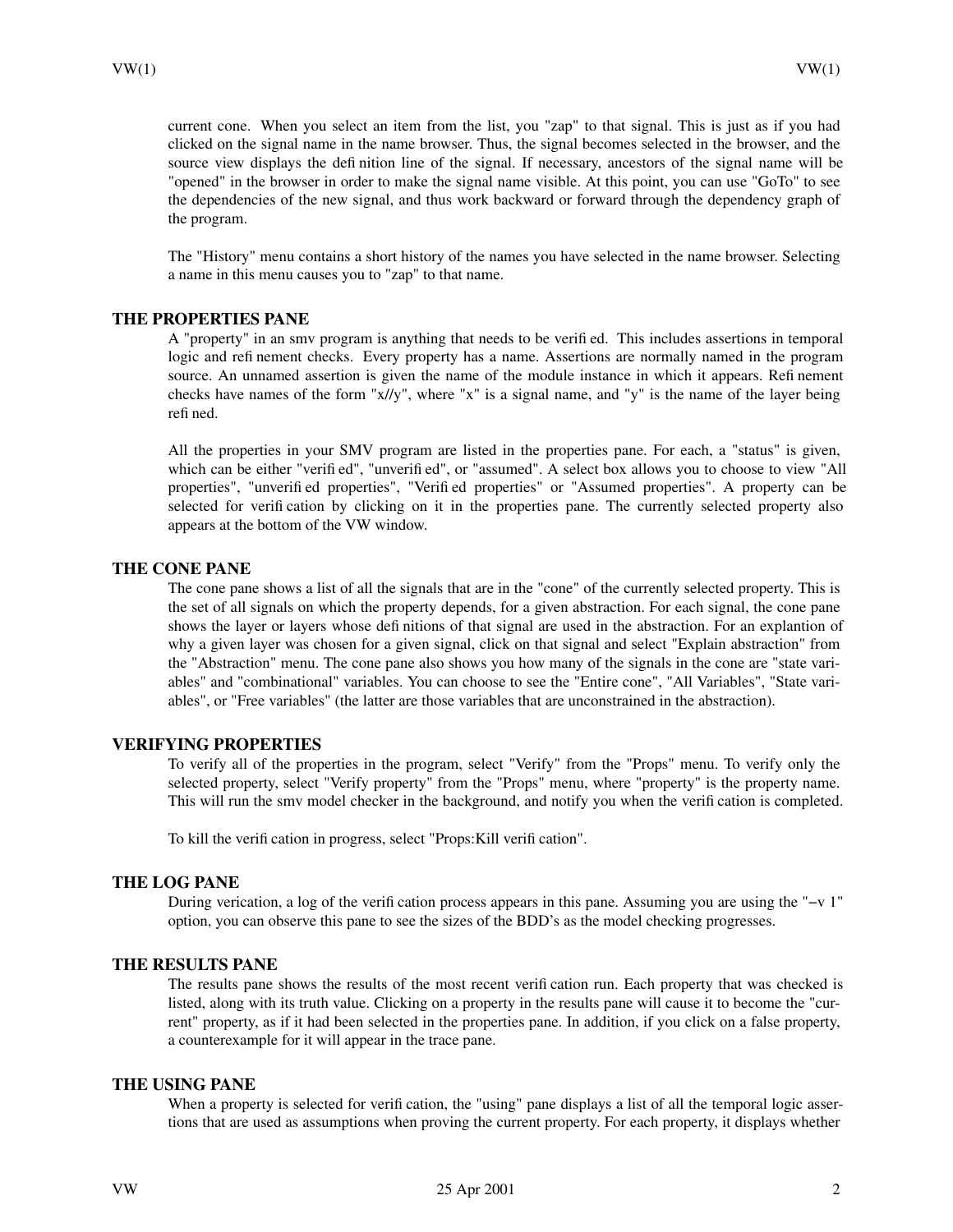current cone. When you select an item from the list, you "zap" to that signal. This is just as if you had clicked on the signal name in the name browser. Thus, the signal becomes selected in the browser, and the source view displays the definition line of the signal. If necessary, ancestors of the signal name will be "opened" in the browser in order to make the signal name visible. At this point, you can use "GoTo" to see the dependencies of the new signal, and thus work backward or forward through the dependency graph of the program.

The "History" menu contains a short history of the names you have selected in the name browser. Selecting a name in this menu causes you to "zap" to that name.

## THE PROPERTIES PANE

A "property" in an smv program is anything that needs to be verified. This includes assertions in temporal logic and refinement checks. Every property has a name. Assertions are normally named in the program source. An unnamed assertion is given the name of the module instance in which it appears. Refinement checks have names of the form "x//y", where "x" is a signal name, and "y" is the name of the layer being refined.

All the properties in your SMV program are listed in the properties pane. For each, a "status" is given, which can be either "verified", "unverified", or "assumed". A select box allows you to choose to view "All properties", "unverified properties", "Verified properties" or "Assumed properties". A property can be selected for verification by clicking on it in the properties pane. The currently selected property also appears at the bottom of the VW window.

## THE CONE PANE

The cone pane shows a list of all the signals that are in the "cone" of the currently selected property. This is the set of all signals on which the property depends, for a given abstraction. For each signal, the cone pane shows the layer or layers whose definitions of that signal are used in the abstraction. For an explantion of why a given layer was chosen for a given signal, click on that signal and select "Explain abstraction" from the "Abstraction" menu. The cone pane also shows you how many of the signals in the cone are "state variables" and "combinational" variables. You can choose to see the "Entire cone", "All Variables", "State variables", or "Free variables" (the latter are those variables that are unconstrained in the abstraction).

## VERIFYING PROPERTIES

To verify all of the properties in the program, select "Verify" from the "Props" menu. To verify only the selected property, select "Verify property" from the "Props" menu, where "property" is the property name. This will run the smv model checker in the background, and notify you when the verification is completed.

To kill the verification in progress, select "Props:Kill verification".

## THE LOG PANE

During verication, a log of the verification process appears in this pane. Assuming you are using the "−v 1" option, you can observe this pane to see the sizes of the BDD's as the model checking progresses.

## THE RESULTS PANE

The results pane shows the results of the most recent verification run. Each property that was checked is listed, along with its truth value. Clicking on a property in the results pane will cause it to become the "current" property, as if it had been selected in the properties pane. In addition, if you click on a false property, a counterexample for it will appear in the trace pane.

## THE USING PANE

When a property is selected for verification, the "using" pane displays a list of all the temporal logic assertions that are used as assumptions when proving the current property. For each property, it displays whether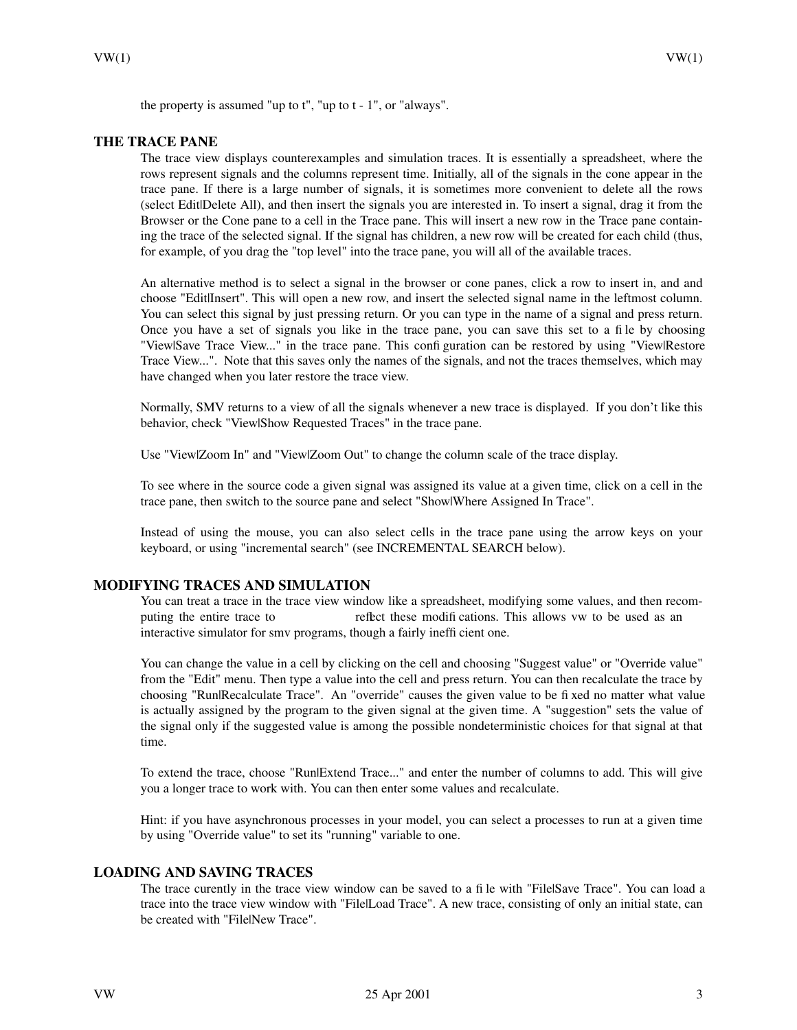the property is assumed "up to t", "up to t - 1", or "always".

## THE TRACE PANE

The trace view displays counterexamples and simulation traces. It is essentially a spreadsheet, where the rows represent signals and the columns represent time. Initially, all of the signals in the cone appear in the trace pane. If there is a large number of signals, it is sometimes more convenient to delete all the rows (select Edit|Delete All), and then insert the signals you are interested in. To insert a signal, drag it from the Browser or the Cone pane to a cell in the Trace pane. This will insert a new row in the Trace pane containing the trace of the selected signal. If the signal has children, a new row will be created for each child (thus, for example, of you drag the "top level" into the trace pane, you will all of the available traces.

An alternative method is to select a signal in the browser or cone panes, click a row to insert in, and and choose "Edit|Insert". This will open a new row, and insert the selected signal name in the leftmost column. You can select this signal by just pressing return. Or you can type in the name of a signal and press return. Once you have a set of signals you like in the trace pane, you can save this set to a file by choosing "View|Save Trace View..." in the trace pane. This configuration can be restored by using "View|Restore Trace View...". Note that this saves only the names of the signals, and not the traces themselves, which may have changed when you later restore the trace view.

Normally, SMV returns to a view of all the signals whenever a new trace is displayed. If you don't like this behavior, check "View|Show Requested Traces" in the trace pane.

Use "View|Zoom In" and "View|Zoom Out" to change the column scale of the trace display.

To see where in the source code a given signal was assigned its value at a given time, click on a cell in the trace pane, then switch to the source pane and select "Show|Where Assigned In Trace".

Instead of using the mouse, you can also select cells in the trace pane using the arrow keys on your keyboard, or using "incremental search" (see INCREMENTAL SEARCH below).

## MODIFYING TRACES AND SIMULATION

You can treat a trace in the trace view window like a spreadsheet, modifying some values, and then recomputing the entire trace to reflect these modifications. This allows vw to be used as an interactive simulator for smv programs, though a fairly inefficient one.

You can change the value in a cell by clicking on the cell and choosing "Suggest value" or "Override value" from the "Edit" menu. Then type a value into the cell and press return. You can then recalculate the trace by choosing "Run|Recalculate Trace". An "override" causes the given value to be fixed no matter what value is actually assigned by the program to the given signal at the given time. A "suggestion" sets the value of the signal only if the suggested value is among the possible nondeterministic choices for that signal at that time.

To extend the trace, choose "Run|Extend Trace..." and enter the number of columns to add. This will give you a longer trace to work with. You can then enter some values and recalculate.

Hint: if you have asynchronous processes in your model, you can select a processes to run at a given time by using "Override value" to set its "running" variable to one.

## LOADING AND SAVING TRACES

The trace curently in the trace view window can be saved to a file with "File|Save Trace". You can load a trace into the trace view window with "File|Load Trace". A new trace, consisting of only an initial state, can be created with "File|New Trace".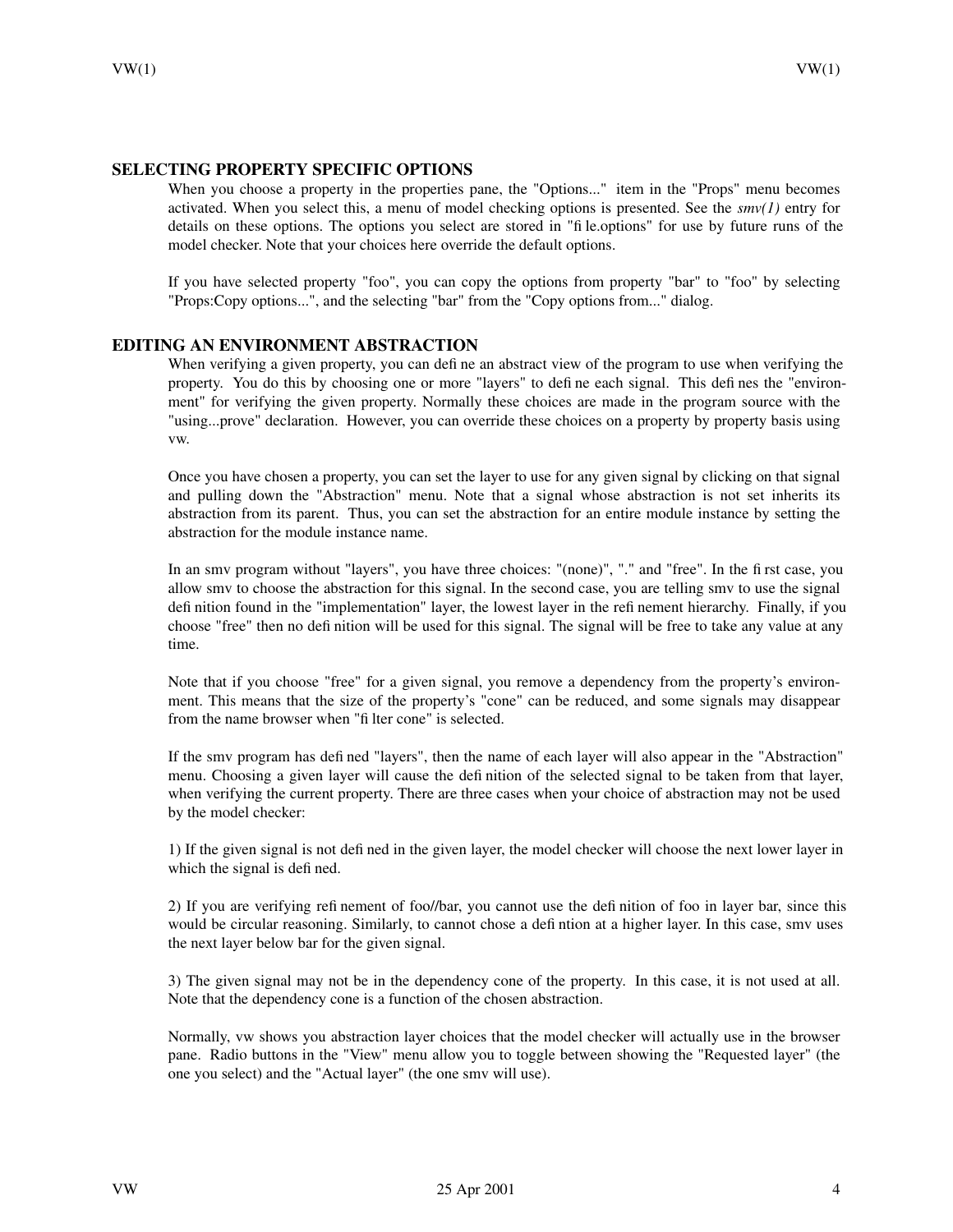## SELECTING PROPERTY SPECIFIC OPTIONS

When you choose a property in the properties pane, the "Options..." item in the "Props" menu becomes activated. When you select this, a menu of model checking options is presented. See the *smv(1)* entry for details on these options. The options you select are stored in "file.options" for use by future runs of the model checker. Note that your choices here override the default options.

If you have selected property "foo", you can copy the options from property "bar" to "foo" by selecting "Props:Copy options...", and the selecting "bar" from the "Copy options from..." dialog.

## EDITING AN ENVIRONMENT ABSTRACTION

When verifying a given property, you can define an abstract view of the program to use when verifying the property. You do this by choosing one or more "layers" to define each signal. This defines the "environment" for verifying the given property. Normally these choices are made in the program source with the "using...prove" declaration. However, you can override these choices on a property by property basis using vw.

Once you have chosen a property, you can set the layer to use for any given signal by clicking on that signal and pulling down the "Abstraction" menu. Note that a signal whose abstraction is not set inherits its abstraction from its parent. Thus, you can set the abstraction for an entire module instance by setting the abstraction for the module instance name.

In an smv program without "layers", you have three choices: "(none)", "." and "free". In the first case, you allow smv to choose the abstraction for this signal. In the second case, you are telling smv to use the signal definition found in the "implementation" layer, the lowest layer in the refinement hierarchy. Finally, if you choose "free" then no definition will be used for this signal. The signal will be free to take any value at any time.

Note that if you choose "free" for a given signal, you remove a dependency from the property's environment. This means that the size of the property's "cone" can be reduced, and some signals may disappear from the name browser when "filter cone" is selected.

If the smv program has defined "layers", then the name of each layer will also appear in the "Abstraction" menu. Choosing a given layer will cause the definition of the selected signal to be taken from that layer, when verifying the current property. There are three cases when your choice of abstraction may not be used by the model checker:

1) If the given signal is not defined in the given layer, the model checker will choose the next lower layer in which the signal is defined.

2) If you are verifying refinement of foo//bar, you cannot use the definition of foo in layer bar, since this would be circular reasoning. Similarly, to cannot chose a defintion at a higher layer. In this case, smv uses the next layer below bar for the given signal.

3) The given signal may not be in the dependency cone of the property. In this case, it is not used at all. Note that the dependency cone is a function of the chosen abstraction.

Normally, vw shows you abstraction layer choices that the model checker will actually use in the browser pane. Radio buttons in the "View" menu allow you to toggle between showing the "Requested layer" (the one you select) and the "Actual layer" (the one smv will use).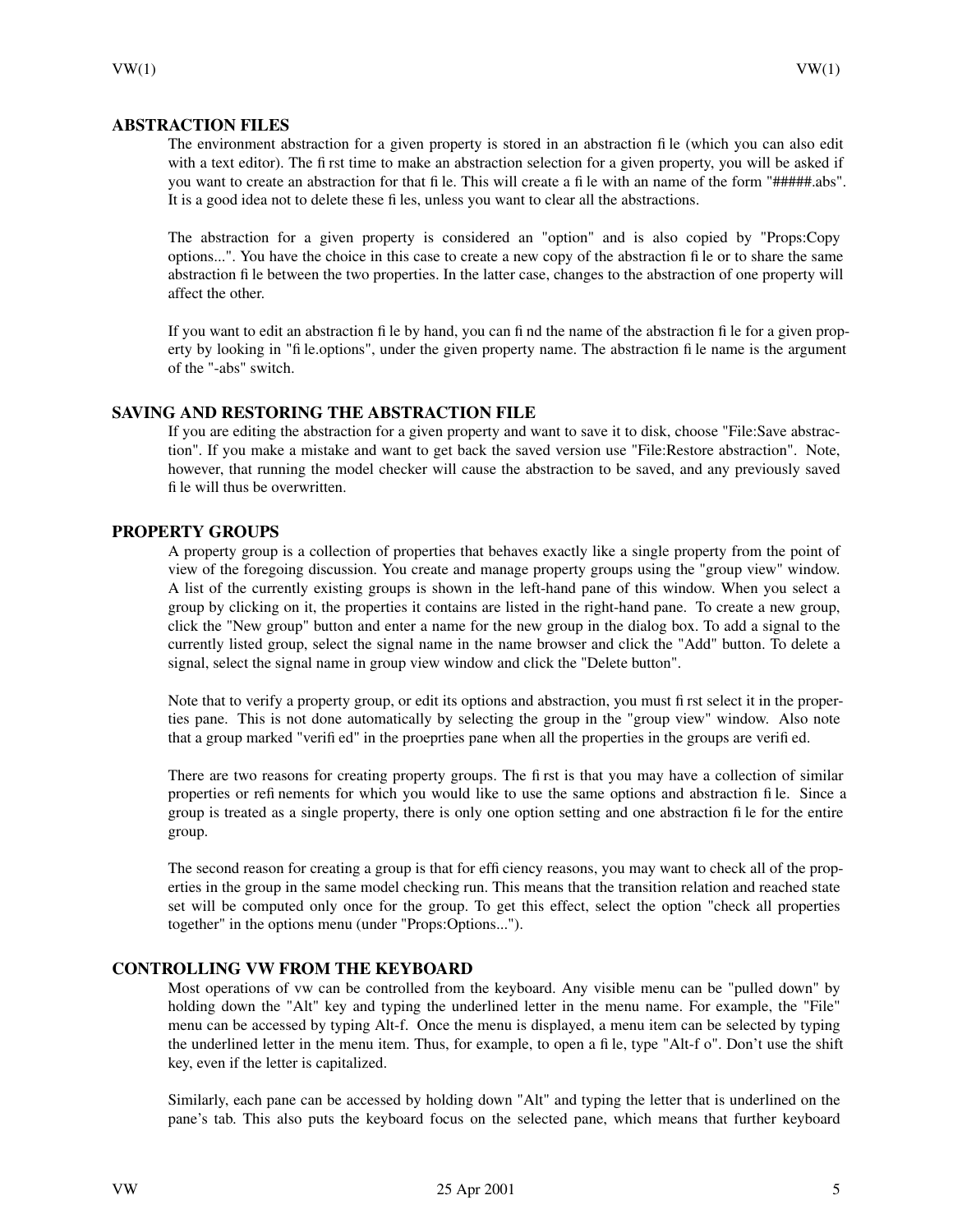## ABSTRACTION FILES

The environment abstraction for a given property is stored in an abstraction file (which you can also edit with a text editor). The first time to make an abstraction selection for a given property, you will be asked if you want to create an abstraction for that file. This will create a file with an name of the form "#####.abs". It is a good idea not to delete these files, unless you want to clear all the abstractions.

The abstraction for a given property is considered an "option" and is also copied by "Props:Copy options...". You have the choice in this case to create a new copy of the abstraction file or to share the same abstraction file between the two properties. In the latter case, changes to the abstraction of one property will affect the other.

If you want to edit an abstraction file by hand, you can find the name of the abstraction file for a given property by looking in "file.options", under the given property name. The abstraction file name is the argument of the "-abs" switch.

## SAVING AND RESTORING THE ABSTRACTION FILE

If you are editing the abstraction for a given property and want to save it to disk, choose "File:Save abstraction". If you make a mistake and want to get back the saved version use "File:Restore abstraction". Note, however, that running the model checker will cause the abstraction to be saved, and any previously saved file will thus be overwritten.

## PROPERTY GROUPS

A property group is a collection of properties that behaves exactly like a single property from the point of view of the foregoing discussion. You create and manage property groups using the "group view" window. A list of the currently existing groups is shown in the left-hand pane of this window. When you select a group by clicking on it, the properties it contains are listed in the right-hand pane. To create a new group, click the "New group" button and enter a name for the new group in the dialog box. To add a signal to the currently listed group, select the signal name in the name browser and click the "Add" button. To delete a signal, select the signal name in group view window and click the "Delete button".

Note that to verify a property group, or edit its options and abstraction, you must first select it in the properties pane. This is not done automatically by selecting the group in the "group view" window. Also note that a group marked "verified" in the proeprties pane when all the properties in the groups are verified.

There are two reasons for creating property groups. The first is that you may have a collection of similar properties or refinements for which you would like to use the same options and abstraction file. Since a group is treated as a single property, there is only one option setting and one abstraction file for the entire group.

The second reason for creating a group is that for efficiency reasons, you may want to check all of the properties in the group in the same model checking run. This means that the transition relation and reached state set will be computed only once for the group. To get this effect, select the option "check all properties together" in the options menu (under "Props:Options...").

## CONTROLLING VW FROM THE KEYBOARD

Most operations of vw can be controlled from the keyboard. Any visible menu can be "pulled down" by holding down the "Alt" key and typing the underlined letter in the menu name. For example, the "File" menu can be accessed by typing Alt-f. Once the menu is displayed, a menu item can be selected by typing the underlined letter in the menu item. Thus, for example, to open a file, type "Alt-f o". Don't use the shift key, even if the letter is capitalized.

Similarly, each pane can be accessed by holding down "Alt" and typing the letter that is underlined on the pane's tab. This also puts the keyboard focus on the selected pane, which means that further keyboard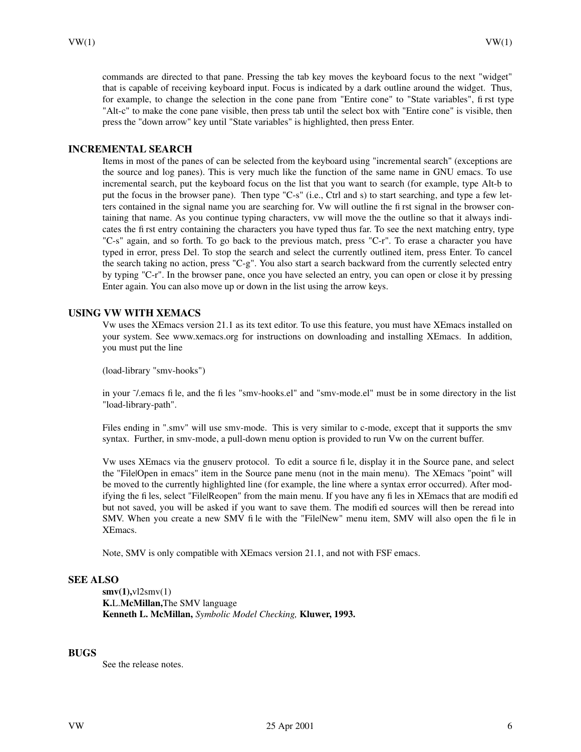commands are directed to that pane. Pressing the tab key moves the keyboard focus to the next "widget" that is capable of receiving keyboard input. Focus is indicated by a dark outline around the widget. Thus, for example, to change the selection in the cone pane from "Entire cone" to "State variables", first type "Alt-c" to make the cone pane visible, then press tab until the select box with "Entire cone" is visible, then press the "down arrow" key until "State variables" is highlighted, then press Enter.

## INCREMENTAL SEARCH

Items in most of the panes of can be selected from the keyboard using "incremental search" (exceptions are the source and log panes). This is very much like the function of the same name in GNU emacs. To use incremental search, put the keyboard focus on the list that you want to search (for example, type Alt-b to put the focus in the browser pane). Then type "C-s" (i.e., Ctrl and s) to start searching, and type a few letters contained in the signal name you are searching for. Vw will outline the first signal in the browser containing that name. As you continue typing characters, vw will move the the outline so that it always indicates the first entry containing the characters you have typed thus far. To see the next matching entry, type "C-s" again, and so forth. To go back to the previous match, press "C-r". To erase a character you have typed in error, press Del. To stop the search and select the currently outlined item, press Enter. To cancel the search taking no action, press "C-g". You also start a search backward from the currently selected entry by typing "C-r". In the browser pane, once you have selected an entry, you can open or close it by pressing Enter again. You can also move up or down in the list using the arrow keys.

## USING VW WITH XEMACS

Vw uses the XEmacs version 21.1 as its text editor. To use this feature, you must have XEmacs installed on your system. See www.xemacs.org for instructions on downloading and installing XEmacs. In addition, you must put the line

(load-library "smv-hooks")

in your ~/.emacs file, and the files "smv-hooks.el" and "smv-mode.el" must be in some directory in the list "load-library-path".

Files ending in ".smv" will use smv-mode. This is very similar to c-mode, except that it supports the smv syntax. Further, in smv-mode, a pull-down menu option is provided to run Vw on the current buffer.

Vw uses XEmacs via the gnuserv protocol. To edit a source file, display it in the Source pane, and select the "File|Open in emacs" item in the Source pane menu (not in the main menu). The XEmacs "point" will be moved to the currently highlighted line (for example, the line where a syntax error occurred). After modifying the files, select "File|Reopen" from the main menu. If you have any files in XEmacs that are modified but not saved, you will be asked if you want to save them. The modified sources will then be reread into SMV. When you create a new SMV file with the "File|New" menu item, SMV will also open the file in XEmacs.

Note, SMV is only compatible with XEmacs version 21.1, and not with FSF emacs.

## SEE ALSO

**smv(1),**vl2smv(1)
**K.**L.**McMillan,**The SMV language
**Kenneth L. McMillan,** *Symbolic Model Checking,* **Kluwer, 1993.**

## BUGS

See the release notes.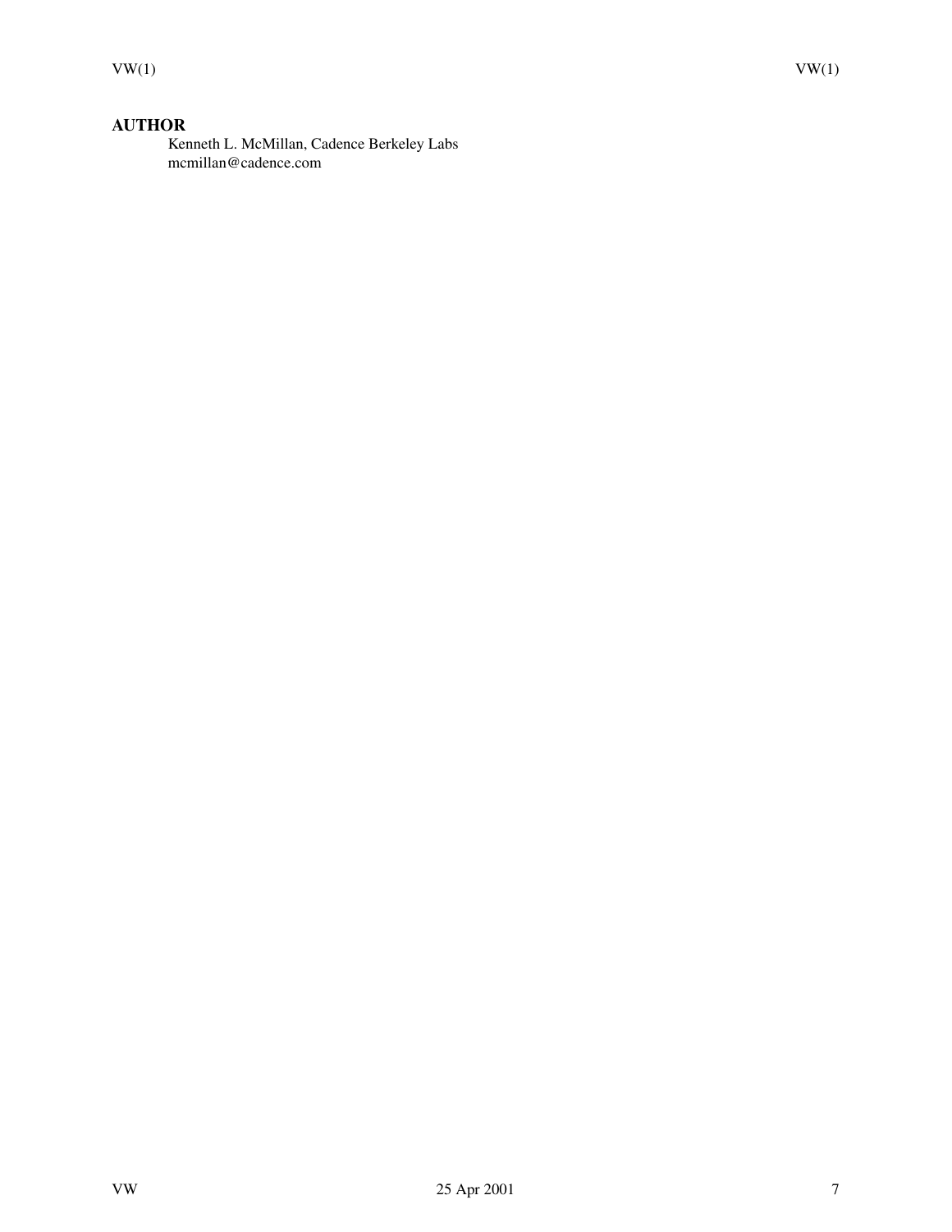## AUTHOR

Kenneth L. McMillan, Cadence Berkeley Labs
mcmillan@cadence.com